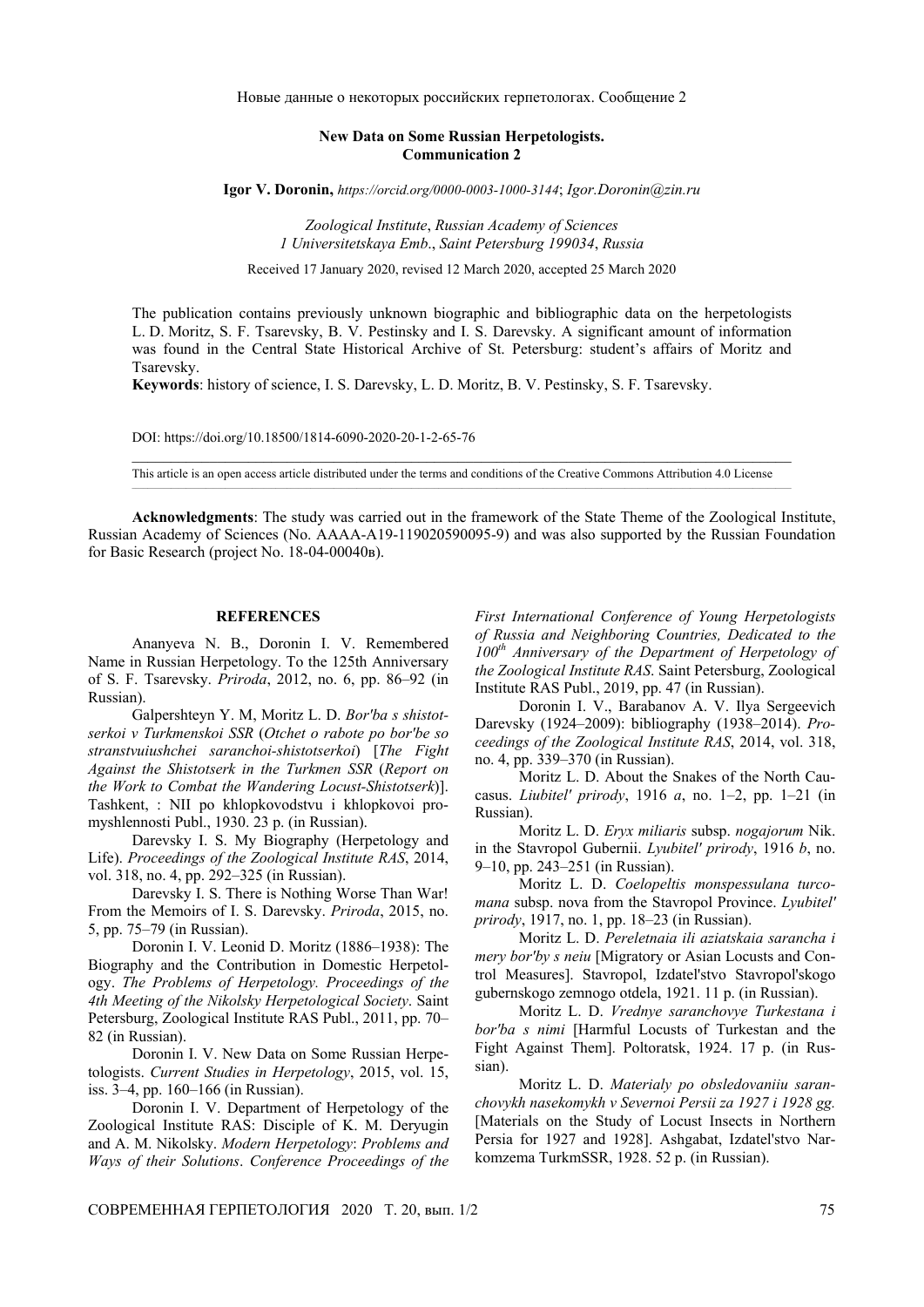Новые данные о некоторых российских герпетологах. Сообщение 2

# New Data on Some Russian Herpetologists. Communication 2

**Igor V. Doronin**, *https://orcid.org/0000-0003-1000-3144*; *Igor.Doronin@zin.ru*

*Zoological Institute*, *Russian Academy of Sciences*
*1 Universitetskaya Emb*., *Saint Petersburg 199034*, *Russia*

Received 17 January 2020, revised 12 March 2020, accepted 25 March 2020

The publication contains previously unknown biographic and bibliographic data on the herpetologists L. D. Moritz, S. F. Tsarevsky, B. V. Pestinsky and I. S. Darevsky. A significant amount of information was found in the Central State Historical Archive of St. Petersburg: student's affairs of Moritz and Tsarevsky.

**Keywords**: history of science, I. S. Darevsky, L. D. Moritz, B. V. Pestinsky, S. F. Tsarevsky.

DOI: https://doi.org/10.18500/1814-6090-2020-20-1-2-65-76

This article is an open access article distributed under the terms and conditions of the Creative Commons Attribution 4.0 License

**Acknowledgments**: The study was carried out in the framework of the State Theme of the Zoological Institute, Russian Academy of Sciences (No. AAAA-A19-119020590095-9) and was also supported by the Russian Foundation for Basic Research (project No. 18-04-00040в).

## REFERENCES

Ananyeva N. B., Doronin I. V. Remembered Name in Russian Herpetology. To the 125th Anniversary of S. F. Tsarevsky. *Priroda*, 2012, no. 6, pp. 86–92 (in Russian).

Galpershteyn Y. M, Moritz L. D. *Bor'ba s shistotserkoi v Turkmenskoi SSR* (*Otchet o rabote po bor'be so stranstvuiushchei saranchoi-shistotserkoi*) [*The Fight Against the Shistotserk in the Turkmen SSR* (*Report on the Work to Combat the Wandering Locust-Shistotserk*)]. Tashkent, : NII po khlopkovodstvu i khlopkovoi promyshlennosti Publ., 1930. 23 p. (in Russian).

Darevsky I. S. My Biography (Herpetology and Life). *Proceedings of the Zoological Institute RAS*, 2014, vol. 318, no. 4, pp. 292–325 (in Russian).

Darevsky I. S. There is Nothing Worse Than War! From the Memoirs of I. S. Darevsky. *Priroda*, 2015, no. 5, pp. 75–79 (in Russian).

Doronin I. V. Leonid D. Moritz (1886–1938): The Biography and the Contribution in Domestic Herpetology. *The Problems of Herpetology. Proceedings of the 4th Meeting of the Nikolsky Herpetological Society*. Saint Petersburg, Zoological Institute RAS Publ., 2011, pp. 70–82 (in Russian).

Doronin I. V. New Data on Some Russian Herpetologists. *Current Studies in Herpetology*, 2015, vol. 15, iss. 3–4, pp. 160–166 (in Russian).

Doronin I. V. Department of Herpetology of the Zoological Institute RAS: Disciple of K. M. Deryugin and A. M. Nikolsky. *Modern Herpetology*: *Problems and Ways of their Solutions*. *Conference Proceedings of the First International Conference of Young Herpetologists of Russia and Neighboring Countries, Dedicated to the 100th Anniversary of the Department of Herpetology of the Zoological Institute RAS*. Saint Petersburg, Zoological Institute RAS Publ., 2019, pp. 47 (in Russian).

Doronin I. V., Barabanov A. V. Ilya Sergeevich Darevsky (1924–2009): bibliography (1938–2014). *Proceedings of the Zoological Institute RAS*, 2014, vol. 318, no. 4, pp. 339–370 (in Russian).

Moritz L. D. About the Snakes of the North Caucasus. *Liubitel' prirody*, 1916 *a*, no. 1–2, pp. 1–21 (in Russian).

Moritz L. D. *Eryx miliaris* subsp. *nogajorum* Nik. in the Stavropol Gubernii. *Lyubitel' prirody*, 1916 *b*, no. 9–10, pp. 243–251 (in Russian).

Moritz L. D. *Coelopeltis monspessulana turcomana* subsp. nova from the Stavropol Province. *Lyubitel' prirody*, 1917, no. 1, pp. 18–23 (in Russian).

Moritz L. D. *Pereletnaia ili aziatskaia sarancha i mery bor'by s neiu* [Migratory or Asian Locusts and Control Measures]. Stavropol, Izdatel'stvo Stavropol'skogo gubernskogo zemnogo otdela, 1921. 11 p. (in Russian).

Moritz L. D. *Vrednye saranchovye Turkestana i bor'ba s nimi* [Harmful Locusts of Turkestan and the Fight Against Them]. Poltoratsk, 1924. 17 p. (in Russian).

Moritz L. D. *Materialy po obsledovaniiu saranchovykh nasekomykh v Severnoi Persii za 1927 i 1928 gg.* [Materials on the Study of Locust Insects in Northern Persia for 1927 and 1928]. Ashgabat, Izdatel'stvo Narkomzema TurkmSSR, 1928. 52 p. (in Russian).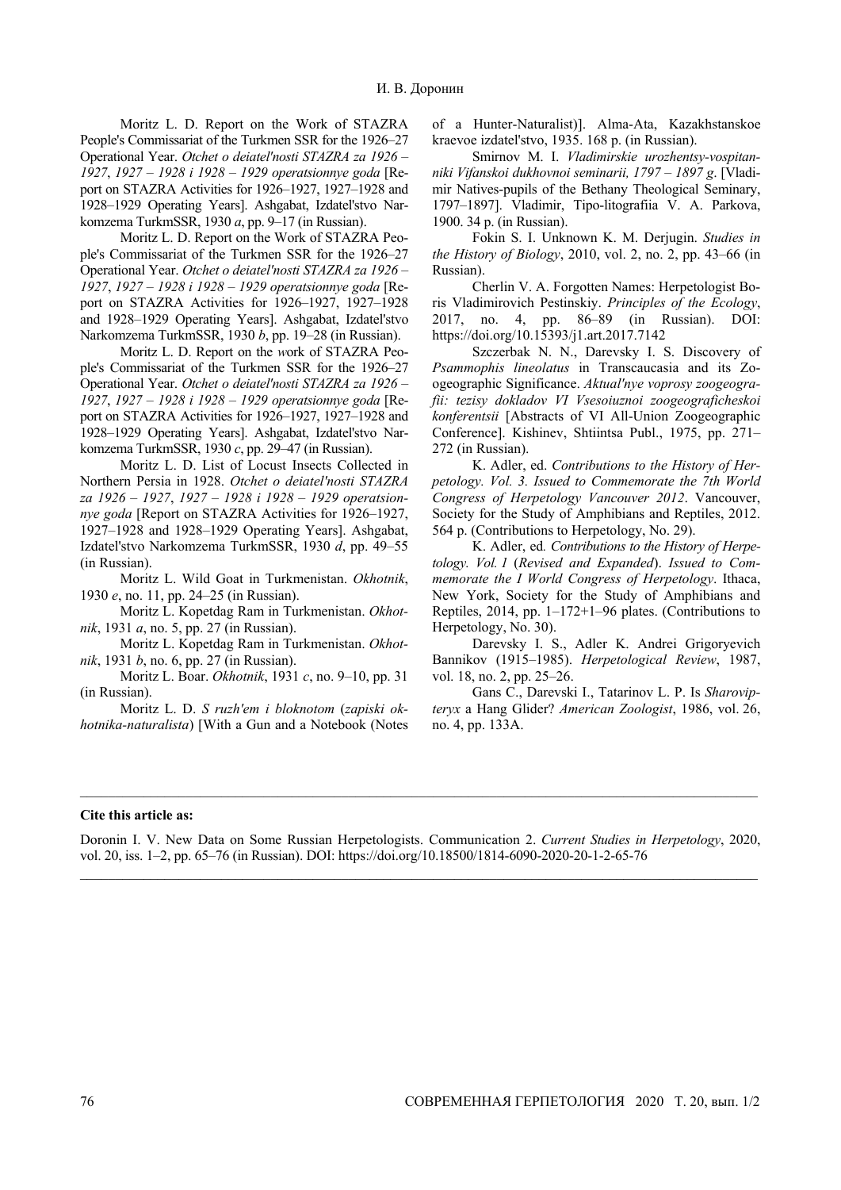Moritz L. D. Report on the Work of STAZRA People's Commissariat of the Turkmen SSR for the 1926–27 Operational Year. *Otchet o deiatel'nosti STAZRA za 1926 – 1927*, *1927 – 1928 i 1928 – 1929 operatsionnye goda* [Report on STAZRA Activities for 1926–1927, 1927–1928 and 1928–1929 Operating Years]. Ashgabat, Izdatel'stvo Narkomzema TurkmSSR, 1930 *a*, pp. 9–17 (in Russian).

Moritz L. D. Report on the Work of STAZRA People's Commissariat of the Turkmen SSR for the 1926–27 Operational Year. *Otchet o deiatel'nosti STAZRA za 1926 – 1927*, *1927 – 1928 i 1928 – 1929 operatsionnye goda* [Report on STAZRA Activities for 1926–1927, 1927–1928 and 1928–1929 Operating Years]. Ashgabat, Izdatel'stvo Narkomzema TurkmSSR, 1930 *b*, pp. 19–28 (in Russian).

Moritz L. D. Report on the *w*ork of STAZRA People's Commissariat of the Turkmen SSR for the 1926–27 Operational Year. *Otchet o deiatel'nosti STAZRA za 1926 – 1927*, *1927 – 1928 i 1928 – 1929 operatsionnye goda* [Report on STAZRA Activities for 1926–1927, 1927–1928 and 1928–1929 Operating Years]. Ashgabat, Izdatel'stvo Narkomzema TurkmSSR, 1930 *c*, pp. 29–47 (in Russian).

Moritz L. D. List of Locust Insects Collected in Northern Persia in 1928. *Otchet o deiatel'nosti STAZRA za 1926 – 1927*, *1927 – 1928 i 1928 – 1929 operatsionnye goda* [Report on STAZRA Activities for 1926–1927, 1927–1928 and 1928–1929 Operating Years]. Ashgabat, Izdatel'stvo Narkomzema TurkmSSR, 1930 *d*, pp. 49–55 (in Russian).

Moritz L. Wild Goat in Turkmenistan. *Okhotnik*, 1930 *e*, no. 11, pp. 24–25 (in Russian).

Moritz L. Kopetdag Ram in Turkmenistan. *Okhotnik*, 1931 *a*, no. 5, pp. 27 (in Russian).

Moritz L. Kopetdag Ram in Turkmenistan. *Okhotnik*, 1931 *b*, no. 6, pp. 27 (in Russian).

Moritz L. Boar. *Okhotnik*, 1931 *c*, no. 9–10, pp. 31 (in Russian).

Moritz L. D. *S ruzh'em i bloknotom* (*zapiski okhotnika-naturalista*) [With a Gun and a Notebook (Notes of a Hunter-Naturalist)]. Alma-Ata, Kazakhstanskoe kraevoe izdatel'stvo, 1935. 168 p. (in Russian).

Smirnov M. I. *Vladimirskie urozhentsy-vospitanniki Vifanskoi dukhovnoi seminarii, 1797 – 1897 g*. [Vladimir Natives-pupils of the Bethany Theological Seminary, 1797–1897]. Vladimir, Tipo-litografiia V. A. Parkova, 1900. 34 p. (in Russian).

Fokin S. I. Unknown K. M. Derjugin. *Studies in the History of Biology*, 2010, vol. 2, no. 2, pp. 43–66 (in Russian).

Cherlin V. A. Forgotten Names: Herpetologist Boris Vladimirovich Pestinskiy. *Principles of the Ecology*, 2017, no. 4, pp. 86–89 (in Russian). DOI: https://doi.org/10.15393/j1.art.2017.7142

Szczerbak N. N., Darevsky I. S. Discovery of *Psammophis lineolatus* in Transcaucasia and its Zoogeographic Significance. *Aktual'nye voprosy zoogeografii: tezisy dokladov VI Vsesoiuznoi zoogeograficheskoi konferentsii* [Abstracts of VI All-Union Zoogeographic Conference]. Kishinev, Shtiintsa Publ., 1975, pp. 271–272 (in Russian).

K. Adler, ed. *Contributions to the History of Herpetology. Vol. 3. Issued to Commemorate the 7th World Congress of Herpetology Vancouver 2012*. Vancouver, Society for the Study of Amphibians and Reptiles, 2012. 564 p. (Contributions to Herpetology, No. 29).

K. Adler, ed*. Contributions to the History of Herpetology. Vol. 1* (*Revised and Expanded*). *Issued to Commemorate the I World Congress of Herpetology*. Ithaca, New York, Society for the Study of Amphibians and Reptiles, 2014, pp. 1–172+1–96 plates. (Contributions to Herpetology, No. 30).

Darevsky I. S., Adler K. Andrei Grigoryevich Bannikov (1915–1985). *Herpetological Review*, 1987, vol. 18, no. 2, pp. 25–26.

Gans C., Darevski I., Tatarinov L. P. Is *Sharovipteryx* a Hang Glider? *American Zoologist*, 1986, vol. 26, no. 4, pp. 133A.

---

**Cite this article as:**

Doronin I. V. New Data on Some Russian Herpetologists. Communication 2. *Current Studies in Herpetology*, 2020, vol. 20, iss. 1–2, pp. 65–76 (in Russian). DOI: https://doi.org/10.18500/1814-6090-2020-20-1-2-65-76

---